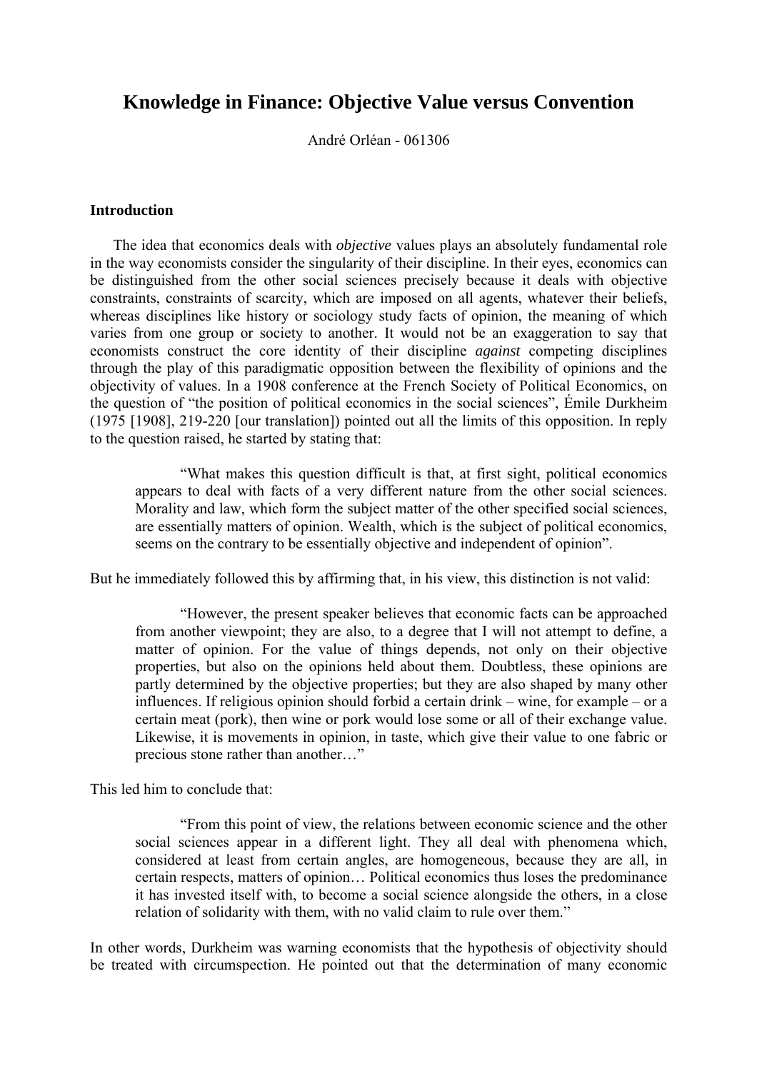# Knowledge in Finance: Objective Value versus Convention

André Orléan - 061306

## Introduction

The idea that economics deals with *objective* values plays an absolutely fundamental role in the way economists consider the singularity of their discipline. In their eyes, economics can be distinguished from the other social sciences precisely because it deals with objective constraints, constraints of scarcity, which are imposed on all agents, whatever their beliefs, whereas disciplines like history or sociology study facts of opinion, the meaning of which varies from one group or society to another. It would not be an exaggeration to say that economists construct the core identity of their discipline *against* competing disciplines through the play of this paradigmatic opposition between the flexibility of opinions and the objectivity of values. In a 1908 conference at the French Society of Political Economics, on the question of "the position of political economics in the social sciences", Émile Durkheim (1975 [1908], 219-220 [our translation]) pointed out all the limits of this opposition. In reply to the question raised, he started by stating that:

> "What makes this question difficult is that, at first sight, political economics appears to deal with facts of a very different nature from the other social sciences. Morality and law, which form the subject matter of the other specified social sciences, are essentially matters of opinion. Wealth, which is the subject of political economics, seems on the contrary to be essentially objective and independent of opinion".

But he immediately followed this by affirming that, in his view, this distinction is not valid:

> "However, the present speaker believes that economic facts can be approached from another viewpoint; they are also, to a degree that I will not attempt to define, a matter of opinion. For the value of things depends, not only on their objective properties, but also on the opinions held about them. Doubtless, these opinions are partly determined by the objective properties; but they are also shaped by many other influences. If religious opinion should forbid a certain drink – wine, for example – or a certain meat (pork), then wine or pork would lose some or all of their exchange value. Likewise, it is movements in opinion, in taste, which give their value to one fabric or precious stone rather than another…"

This led him to conclude that:

> "From this point of view, the relations between economic science and the other social sciences appear in a different light. They all deal with phenomena which, considered at least from certain angles, are homogeneous, because they are all, in certain respects, matters of opinion… Political economics thus loses the predominance it has invested itself with, to become a social science alongside the others, in a close relation of solidarity with them, with no valid claim to rule over them."

In other words, Durkheim was warning economists that the hypothesis of objectivity should be treated with circumspection. He pointed out that the determination of many economic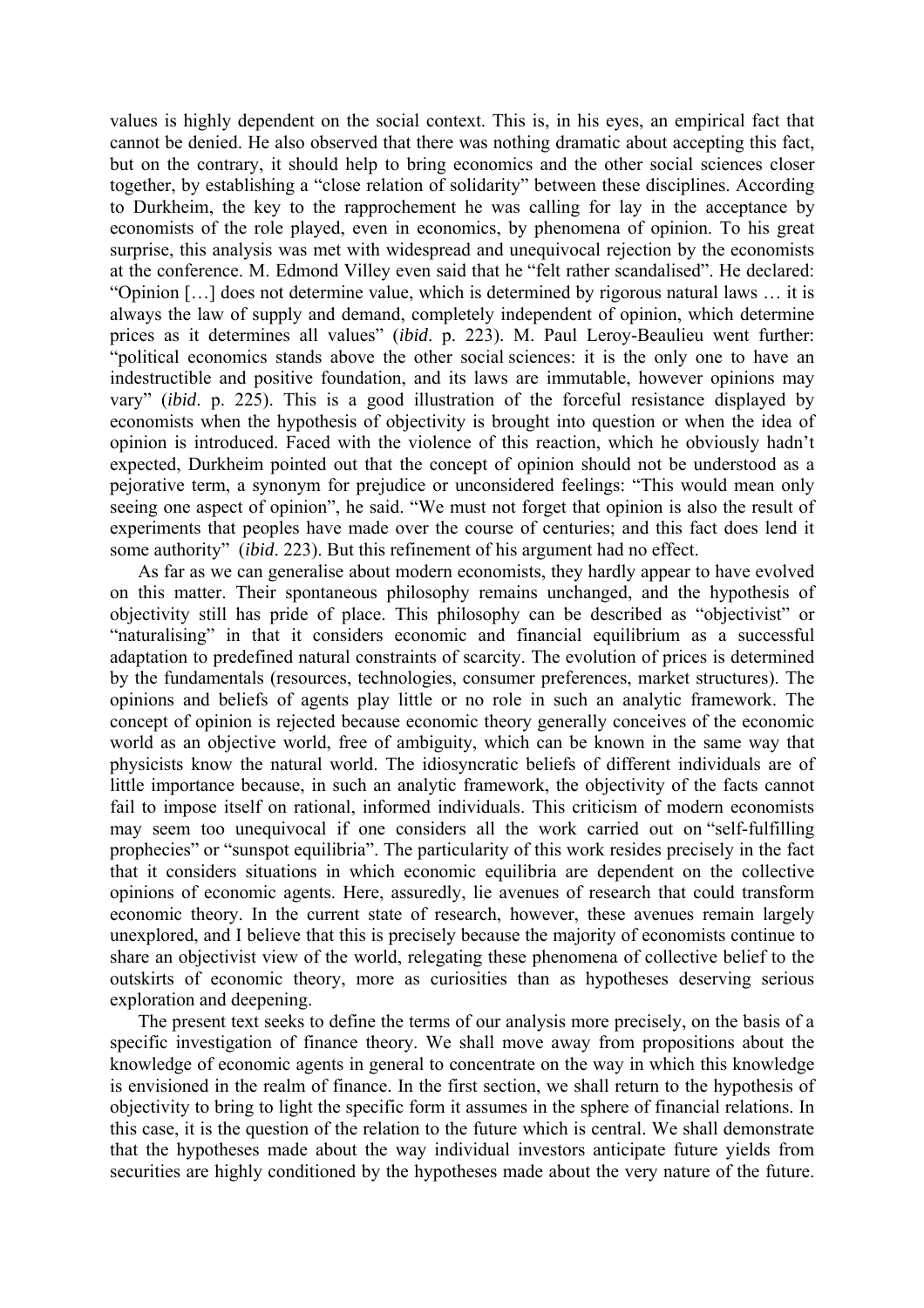values is highly dependent on the social context. This is, in his eyes, an empirical fact that cannot be denied. He also observed that there was nothing dramatic about accepting this fact, but on the contrary, it should help to bring economics and the other social sciences closer together, by establishing a "close relation of solidarity" between these disciplines. According to Durkheim, the key to the rapprochement he was calling for lay in the acceptance by economists of the role played, even in economics, by phenomena of opinion. To his great surprise, this analysis was met with widespread and unequivocal rejection by the economists at the conference. M. Edmond Villey even said that he "felt rather scandalised". He declared: "Opinion […] does not determine value, which is determined by rigorous natural laws … it is always the law of supply and demand, completely independent of opinion, which determine prices as it determines all values" (*ibid*. p. 223). M. Paul Leroy-Beaulieu went further: "political economics stands above the other social sciences: it is the only one to have an indestructible and positive foundation, and its laws are immutable, however opinions may vary" (*ibid*. p. 225). This is a good illustration of the forceful resistance displayed by economists when the hypothesis of objectivity is brought into question or when the idea of opinion is introduced. Faced with the violence of this reaction, which he obviously hadn't expected, Durkheim pointed out that the concept of opinion should not be understood as a pejorative term, a synonym for prejudice or unconsidered feelings: "This would mean only seeing one aspect of opinion", he said. "We must not forget that opinion is also the result of experiments that peoples have made over the course of centuries; and this fact does lend it some authority" (*ibid*. 223). But this refinement of his argument had no effect.

As far as we can generalise about modern economists, they hardly appear to have evolved on this matter. Their spontaneous philosophy remains unchanged, and the hypothesis of objectivity still has pride of place. This philosophy can be described as "objectivist" or "naturalising" in that it considers economic and financial equilibrium as a successful adaptation to predefined natural constraints of scarcity. The evolution of prices is determined by the fundamentals (resources, technologies, consumer preferences, market structures). The opinions and beliefs of agents play little or no role in such an analytic framework. The concept of opinion is rejected because economic theory generally conceives of the economic world as an objective world, free of ambiguity, which can be known in the same way that physicists know the natural world. The idiosyncratic beliefs of different individuals are of little importance because, in such an analytic framework, the objectivity of the facts cannot fail to impose itself on rational, informed individuals. This criticism of modern economists may seem too unequivocal if one considers all the work carried out on "self-fulfilling prophecies" or "sunspot equilibria". The particularity of this work resides precisely in the fact that it considers situations in which economic equilibria are dependent on the collective opinions of economic agents. Here, assuredly, lie avenues of research that could transform economic theory. In the current state of research, however, these avenues remain largely unexplored, and I believe that this is precisely because the majority of economists continue to share an objectivist view of the world, relegating these phenomena of collective belief to the outskirts of economic theory, more as curiosities than as hypotheses deserving serious exploration and deepening.

The present text seeks to define the terms of our analysis more precisely, on the basis of a specific investigation of finance theory. We shall move away from propositions about the knowledge of economic agents in general to concentrate on the way in which this knowledge is envisioned in the realm of finance. In the first section, we shall return to the hypothesis of objectivity to bring to light the specific form it assumes in the sphere of financial relations. In this case, it is the question of the relation to the future which is central. We shall demonstrate that the hypotheses made about the way individual investors anticipate future yields from securities are highly conditioned by the hypotheses made about the very nature of the future.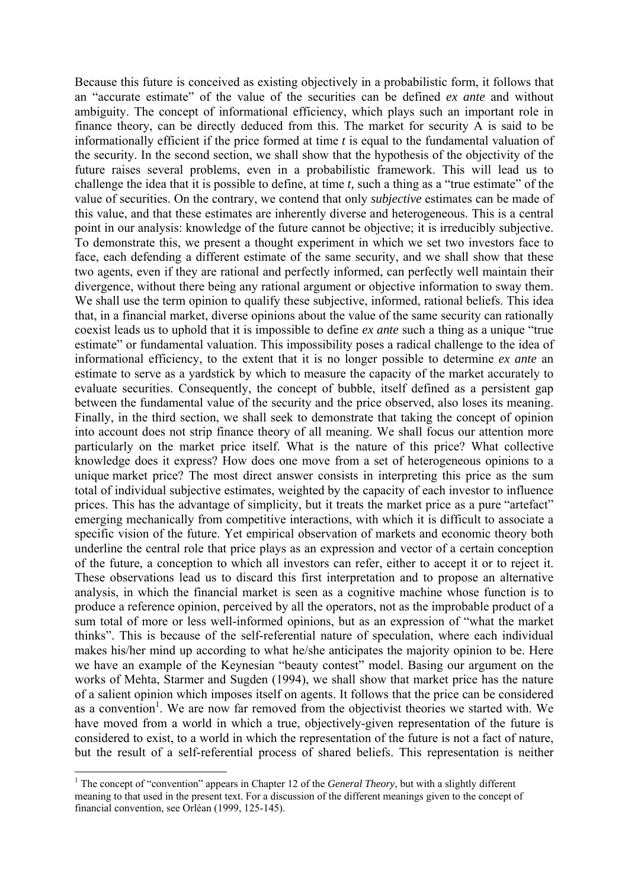Because this future is conceived as existing objectively in a probabilistic form, it follows that an "accurate estimate" of the value of the securities can be defined *ex ante* and without ambiguity. The concept of informational efficiency, which plays such an important role in finance theory, can be directly deduced from this. The market for security A is said to be informationally efficient if the price formed at time *t* is equal to the fundamental valuation of the security. In the second section, we shall show that the hypothesis of the objectivity of the future raises several problems, even in a probabilistic framework. This will lead us to challenge the idea that it is possible to define, at time *t,* such a thing as a "true estimate" of the value of securities. On the contrary, we contend that only ***subjective*** estimates can be made of this value, and that these estimates are inherently diverse and heterogeneous. This is a central point in our analysis: knowledge of the future cannot be objective; it is irreducibly subjective. To demonstrate this, we present a thought experiment in which we set two investors face to face, each defending a different estimate of the same security, and we shall show that these two agents, even if they are rational and perfectly informed, can perfectly well maintain their divergence, without there being any rational argument or objective information to sway them. We shall use the term opinion to qualify these subjective, informed, rational beliefs. This idea that, in a financial market, diverse opinions about the value of the same security can rationally coexist leads us to uphold that it is impossible to define *ex ante* such a thing as a unique "true estimate" or fundamental valuation. This impossibility poses a radical challenge to the idea of informational efficiency, to the extent that it is no longer possible to determine *ex ante* an estimate to serve as a yardstick by which to measure the capacity of the market accurately to evaluate securities. Consequently, the concept of bubble, itself defined as a persistent gap between the fundamental value of the security and the price observed, also loses its meaning. Finally, in the third section, we shall seek to demonstrate that taking the concept of opinion into account does not strip finance theory of all meaning. We shall focus our attention more particularly on the market price itself. What is the nature of this price? What collective knowledge does it express? How does one move from a set of heterogeneous opinions to a unique market price? The most direct answer consists in interpreting this price as the sum total of individual subjective estimates, weighted by the capacity of each investor to influence prices. This has the advantage of simplicity, but it treats the market price as a pure "artefact" emerging mechanically from competitive interactions, with which it is difficult to associate a specific vision of the future. Yet empirical observation of markets and economic theory both underline the central role that price plays as an expression and vector of a certain conception of the future, a conception to which all investors can refer, either to accept it or to reject it. These observations lead us to discard this first interpretation and to propose an alternative analysis, in which the financial market is seen as a cognitive machine whose function is to produce a reference opinion, perceived by all the operators, not as the improbable product of a sum total of more or less well-informed opinions, but as an expression of "what the market thinks". This is because of the self-referential nature of speculation, where each individual makes his/her mind up according to what he/she anticipates the majority opinion to be. Here we have an example of the Keynesian "beauty contest" model. Basing our argument on the works of Mehta, Starmer and Sugden (1994), we shall show that market price has the nature of a salient opinion which imposes itself on agents. It follows that the price can be considered as a convention[1]. We are now far removed from the objectivist theories we started with. We have moved from a world in which a true, objectively-given representation of the future is considered to exist, to a world in which the representation of the future is not a fact of nature, but the result of a self-referential process of shared beliefs. This representation is neither

[1] The concept of "convention" appears in Chapter 12 of the *General Theory*, but with a slightly different meaning to that used in the present text. For a discussion of the different meanings given to the concept of financial convention, see Orléan (1999, 125-145).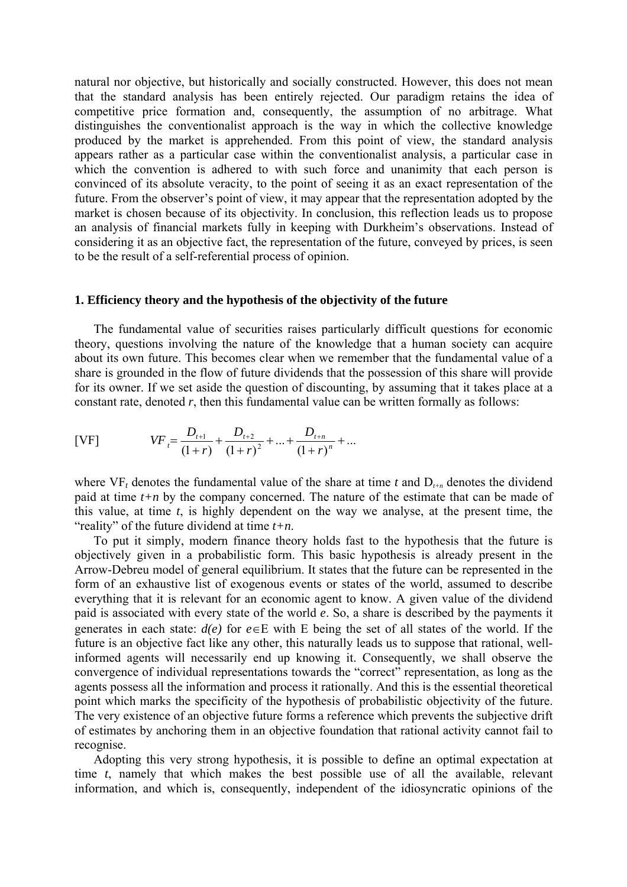natural nor objective, but historically and socially constructed. However, this does not mean that the standard analysis has been entirely rejected. Our paradigm retains the idea of competitive price formation and, consequently, the assumption of no arbitrage. What distinguishes the conventionalist approach is the way in which the collective knowledge produced by the market is apprehended. From this point of view, the standard analysis appears rather as a particular case within the conventionalist analysis, a particular case in which the convention is adhered to with such force and unanimity that each person is convinced of its absolute veracity, to the point of seeing it as an exact representation of the future. From the observer's point of view, it may appear that the representation adopted by the market is chosen because of its objectivity. In conclusion, this reflection leads us to propose an analysis of financial markets fully in keeping with Durkheim's observations. Instead of considering it as an objective fact, the representation of the future, conveyed by prices, is seen to be the result of a self-referential process of opinion.

## 1. Efficiency theory and the hypothesis of the objectivity of the future

The fundamental value of securities raises particularly difficult questions for economic theory, questions involving the nature of the knowledge that a human society can acquire about its own future. This becomes clear when we remember that the fundamental value of a share is grounded in the flow of future dividends that the possession of this share will provide for its owner. If we set aside the question of discounting, by assuming that it takes place at a constant rate, denoted $r$, then this fundamental value can be written formally as follows:

[VF] $$VF_t = \frac{D_{t+1}}{(1+r)} + \frac{D_{t+2}}{(1+r)^2} + \ldots + \frac{D_{t+n}}{(1+r)^n} + \ldots$$

where $VF_t$ denotes the fundamental value of the share at time $t$ and $D_{t+n}$ denotes the dividend paid at time $t+n$ by the company concerned. The nature of the estimate that can be made of this value, at time $t$, is highly dependent on the way we analyse, at the present time, the "reality" of the future dividend at time $t+n$.

To put it simply, modern finance theory holds fast to the hypothesis that the future is objectively given in a probabilistic form. This basic hypothesis is already present in the Arrow-Debreu model of general equilibrium. It states that the future can be represented in the form of an exhaustive list of exogenous events or states of the world, assumed to describe everything that it is relevant for an economic agent to know. A given value of the dividend paid is associated with every state of the world $e$. So, a share is described by the payments it generates in each state: $d(e)$ for $e \in E$ with E being the set of all states of the world. If the future is an objective fact like any other, this naturally leads us to suppose that rational, well-informed agents will necessarily end up knowing it. Consequently, we shall observe the convergence of individual representations towards the "correct" representation, as long as the agents possess all the information and process it rationally. And this is the essential theoretical point which marks the specificity of the hypothesis of probabilistic objectivity of the future. The very existence of an objective future forms a reference which prevents the subjective drift of estimates by anchoring them in an objective foundation that rational activity cannot fail to recognise.

Adopting this very strong hypothesis, it is possible to define an optimal expectation at time $t$, namely that which makes the best possible use of all the available, relevant information, and which is, consequently, independent of the idiosyncratic opinions of the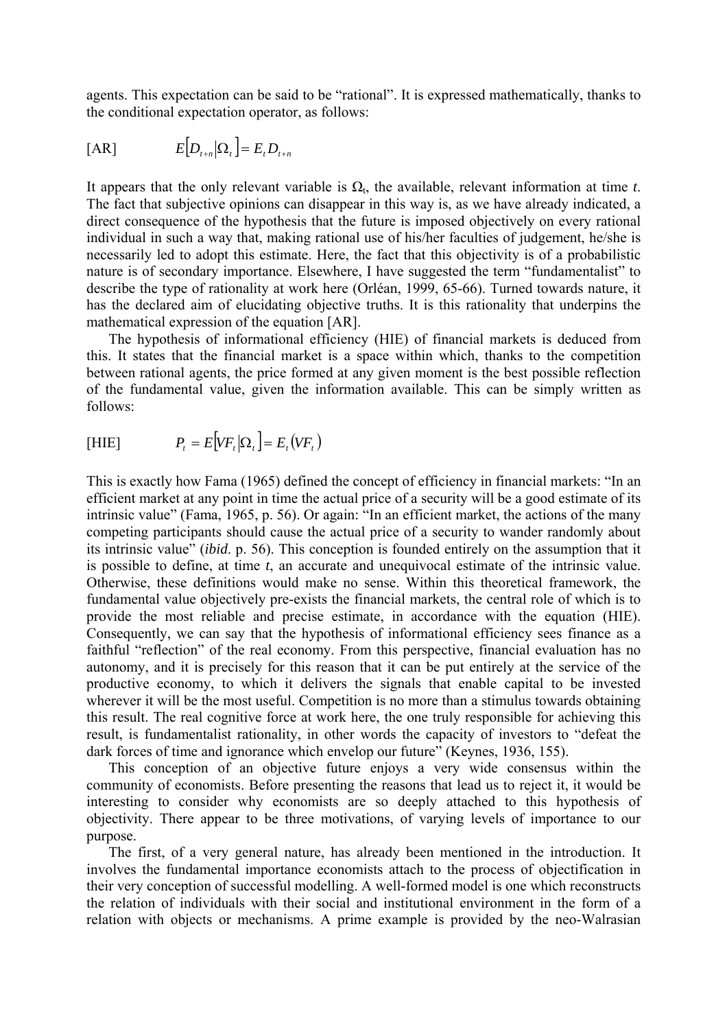agents. This expectation can be said to be "rational". It is expressed mathematically, thanks to the conditional expectation operator, as follows:

$$\text{[AR]} \qquad E\left[D_{t+n} \middle| \Omega_t\right] = E_t D_{t+n}$$

It appears that the only relevant variable is $\Omega_t$, the available, relevant information at time *t*. The fact that subjective opinions can disappear in this way is, as we have already indicated, a direct consequence of the hypothesis that the future is imposed objectively on every rational individual in such a way that, making rational use of his/her faculties of judgement, he/she is necessarily led to adopt this estimate. Here, the fact that this objectivity is of a probabilistic nature is of secondary importance. Elsewhere, I have suggested the term "fundamentalist" to describe the type of rationality at work here (Orléan, 1999, 65-66). Turned towards nature, it has the declared aim of elucidating objective truths. It is this rationality that underpins the mathematical expression of the equation [AR].

The hypothesis of informational efficiency (HIE) of financial markets is deduced from this. It states that the financial market is a space within which, thanks to the competition between rational agents, the price formed at any given moment is the best possible reflection of the fundamental value, given the information available. This can be simply written as follows:

$$\text{[HIE]} \qquad P_t = E\left[VF_t \middle| \Omega_t\right] = E_t\left(VF_t\right)$$

This is exactly how Fama (1965) defined the concept of efficiency in financial markets: "In an efficient market at any point in time the actual price of a security will be a good estimate of its intrinsic value" (Fama, 1965, p. 56). Or again: "In an efficient market, the actions of the many competing participants should cause the actual price of a security to wander randomly about its intrinsic value" (*ibid.* p. 56). This conception is founded entirely on the assumption that it is possible to define, at time *t*, an accurate and unequivocal estimate of the intrinsic value. Otherwise, these definitions would make no sense. Within this theoretical framework, the fundamental value objectively pre-exists the financial markets, the central role of which is to provide the most reliable and precise estimate, in accordance with the equation (HIE). Consequently, we can say that the hypothesis of informational efficiency sees finance as a faithful "reflection" of the real economy. From this perspective, financial evaluation has no autonomy, and it is precisely for this reason that it can be put entirely at the service of the productive economy, to which it delivers the signals that enable capital to be invested wherever it will be the most useful. Competition is no more than a stimulus towards obtaining this result. The real cognitive force at work here, the one truly responsible for achieving this result, is fundamentalist rationality, in other words the capacity of investors to "defeat the dark forces of time and ignorance which envelop our future" (Keynes, 1936, 155).

This conception of an objective future enjoys a very wide consensus within the community of economists. Before presenting the reasons that lead us to reject it, it would be interesting to consider why economists are so deeply attached to this hypothesis of objectivity. There appear to be three motivations, of varying levels of importance to our purpose.

The first, of a very general nature, has already been mentioned in the introduction. It involves the fundamental importance economists attach to the process of objectification in their very conception of successful modelling. A well-formed model is one which reconstructs the relation of individuals with their social and institutional environment in the form of a relation with objects or mechanisms. A prime example is provided by the neo-Walrasian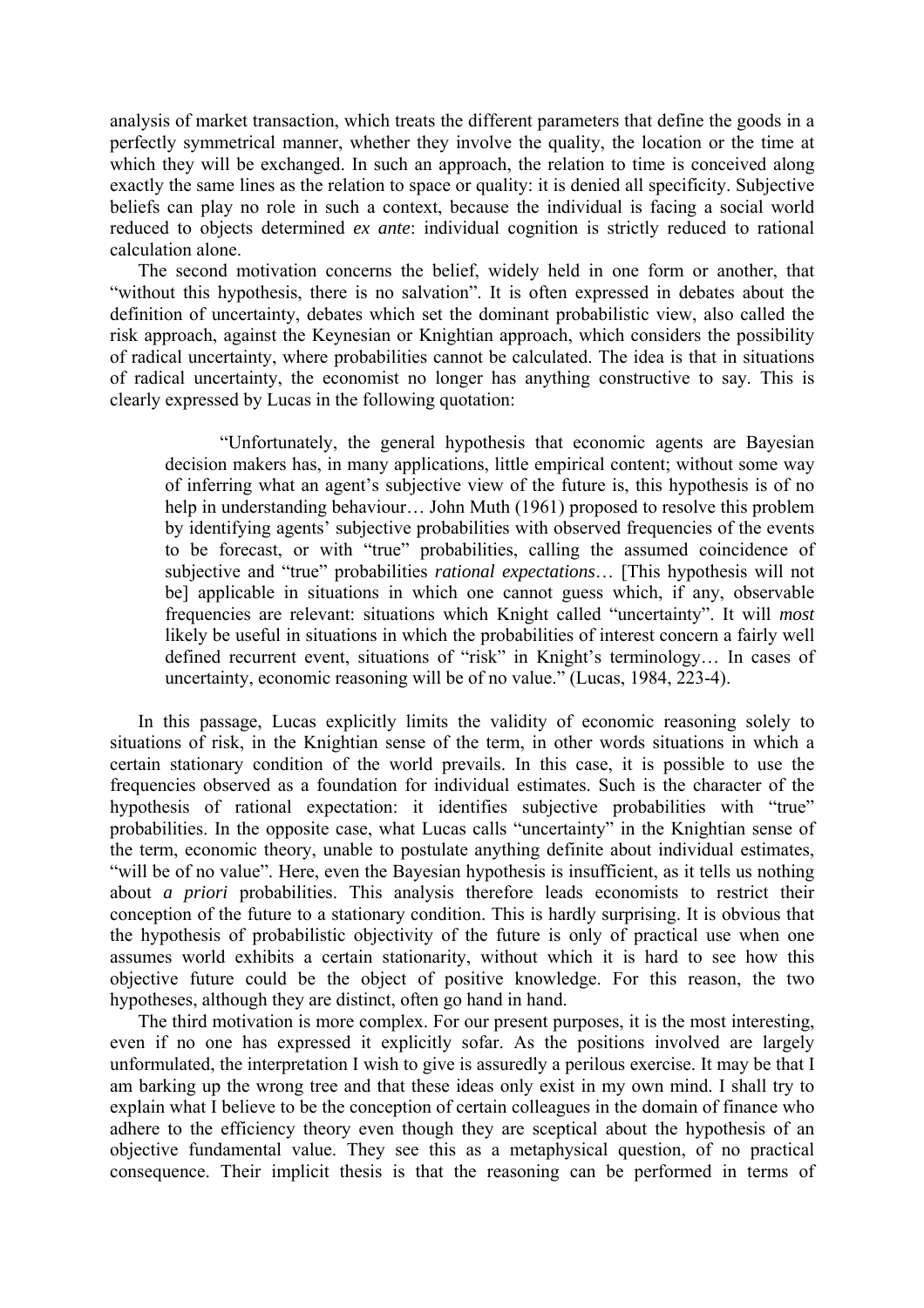analysis of market transaction, which treats the different parameters that define the goods in a perfectly symmetrical manner, whether they involve the quality, the location or the time at which they will be exchanged. In such an approach, the relation to time is conceived along exactly the same lines as the relation to space or quality: it is denied all specificity. Subjective beliefs can play no role in such a context, because the individual is facing a social world reduced to objects determined *ex ante*: individual cognition is strictly reduced to rational calculation alone.

The second motivation concerns the belief, widely held in one form or another, that "without this hypothesis, there is no salvation". It is often expressed in debates about the definition of uncertainty, debates which set the dominant probabilistic view, also called the risk approach, against the Keynesian or Knightian approach, which considers the possibility of radical uncertainty, where probabilities cannot be calculated. The idea is that in situations of radical uncertainty, the economist no longer has anything constructive to say. This is clearly expressed by Lucas in the following quotation:

> "Unfortunately, the general hypothesis that economic agents are Bayesian decision makers has, in many applications, little empirical content; without some way of inferring what an agent's subjective view of the future is, this hypothesis is of no help in understanding behaviour… John Muth (1961) proposed to resolve this problem by identifying agents' subjective probabilities with observed frequencies of the events to be forecast, or with "true" probabilities, calling the assumed coincidence of subjective and "true" probabilities *rational expectations*… [This hypothesis will not be] applicable in situations in which one cannot guess which, if any, observable frequencies are relevant: situations which Knight called "uncertainty". It will *most* likely be useful in situations in which the probabilities of interest concern a fairly well defined recurrent event, situations of "risk" in Knight's terminology… In cases of uncertainty, economic reasoning will be of no value." (Lucas, 1984, 223-4).

In this passage, Lucas explicitly limits the validity of economic reasoning solely to situations of risk, in the Knightian sense of the term, in other words situations in which a certain stationary condition of the world prevails. In this case, it is possible to use the frequencies observed as a foundation for individual estimates. Such is the character of the hypothesis of rational expectation: it identifies subjective probabilities with "true" probabilities. In the opposite case, what Lucas calls "uncertainty" in the Knightian sense of the term, economic theory, unable to postulate anything definite about individual estimates, "will be of no value". Here, even the Bayesian hypothesis is insufficient, as it tells us nothing about *a priori* probabilities. This analysis therefore leads economists to restrict their conception of the future to a stationary condition. This is hardly surprising. It is obvious that the hypothesis of probabilistic objectivity of the future is only of practical use when one assumes world exhibits a certain stationarity, without which it is hard to see how this objective future could be the object of positive knowledge. For this reason, the two hypotheses, although they are distinct, often go hand in hand.

The third motivation is more complex. For our present purposes, it is the most interesting, even if no one has expressed it explicitly sofar. As the positions involved are largely unformulated, the interpretation I wish to give is assuredly a perilous exercise. It may be that I am barking up the wrong tree and that these ideas only exist in my own mind. I shall try to explain what I believe to be the conception of certain colleagues in the domain of finance who adhere to the efficiency theory even though they are sceptical about the hypothesis of an objective fundamental value. They see this as a metaphysical question, of no practical consequence. Their implicit thesis is that the reasoning can be performed in terms of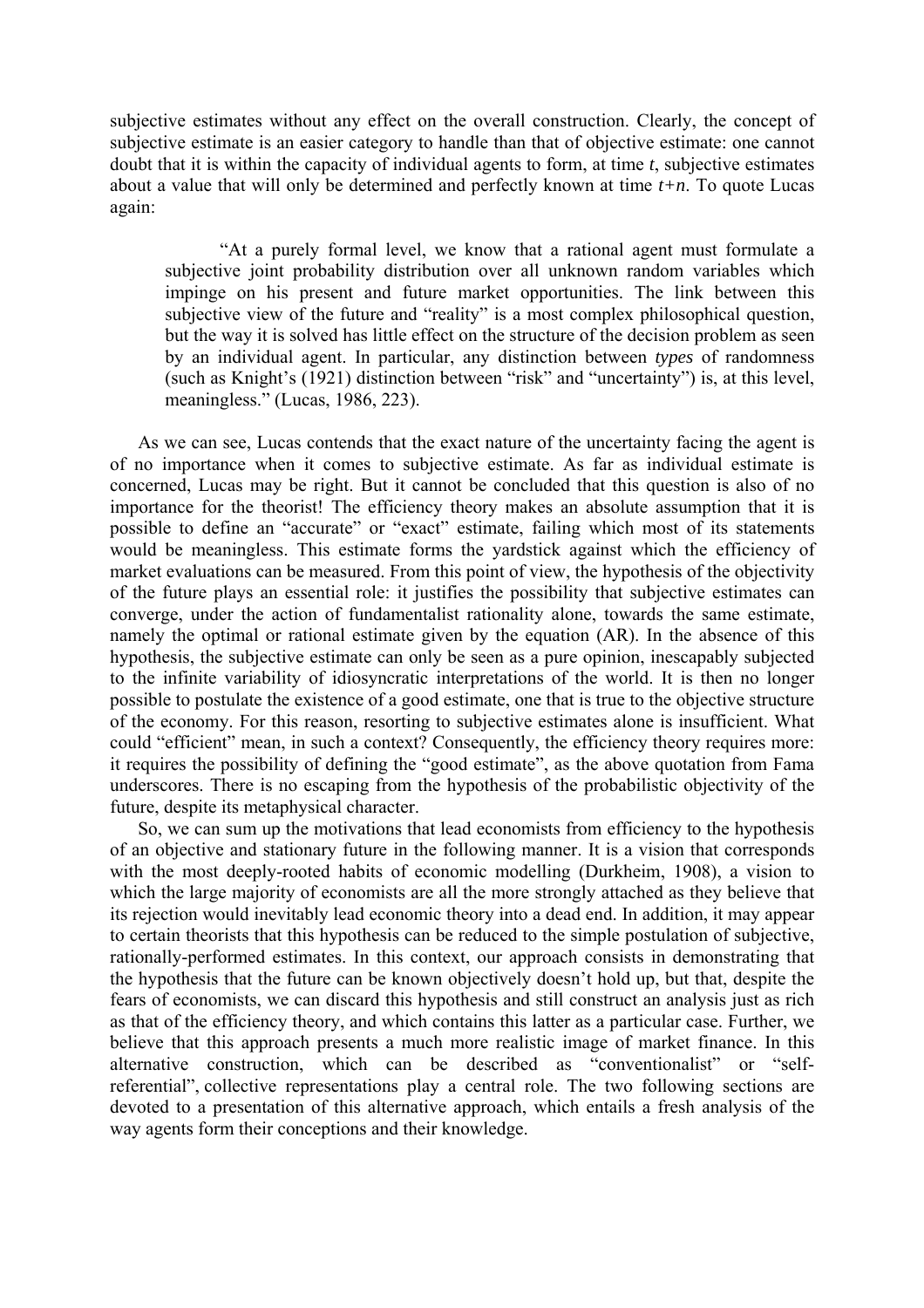subjective estimates without any effect on the overall construction. Clearly, the concept of subjective estimate is an easier category to handle than that of objective estimate: one cannot doubt that it is within the capacity of individual agents to form, at time $t$, subjective estimates about a value that will only be determined and perfectly known at time $t+n$. To quote Lucas again:

> "At a purely formal level, we know that a rational agent must formulate a subjective joint probability distribution over all unknown random variables which impinge on his present and future market opportunities. The link between this subjective view of the future and "reality" is a most complex philosophical question, but the way it is solved has little effect on the structure of the decision problem as seen by an individual agent. In particular, any distinction between *types* of randomness (such as Knight's (1921) distinction between "risk" and "uncertainty") is, at this level, meaningless." (Lucas, 1986, 223).

As we can see, Lucas contends that the exact nature of the uncertainty facing the agent is of no importance when it comes to subjective estimate. As far as individual estimate is concerned, Lucas may be right. But it cannot be concluded that this question is also of no importance for the theorist! The efficiency theory makes an absolute assumption that it is possible to define an "accurate" or "exact" estimate, failing which most of its statements would be meaningless. This estimate forms the yardstick against which the efficiency of market evaluations can be measured. From this point of view, the hypothesis of the objectivity of the future plays an essential role: it justifies the possibility that subjective estimates can converge, under the action of fundamentalist rationality alone, towards the same estimate, namely the optimal or rational estimate given by the equation (AR). In the absence of this hypothesis, the subjective estimate can only be seen as a pure opinion, inescapably subjected to the infinite variability of idiosyncratic interpretations of the world. It is then no longer possible to postulate the existence of a good estimate, one that is true to the objective structure of the economy. For this reason, resorting to subjective estimates alone is insufficient. What could "efficient" mean, in such a context? Consequently, the efficiency theory requires more: it requires the possibility of defining the "good estimate", as the above quotation from Fama underscores. There is no escaping from the hypothesis of the probabilistic objectivity of the future, despite its metaphysical character.

So, we can sum up the motivations that lead economists from efficiency to the hypothesis of an objective and stationary future in the following manner. It is a vision that corresponds with the most deeply-rooted habits of economic modelling (Durkheim, 1908), a vision to which the large majority of economists are all the more strongly attached as they believe that its rejection would inevitably lead economic theory into a dead end. In addition, it may appear to certain theorists that this hypothesis can be reduced to the simple postulation of subjective, rationally-performed estimates. In this context, our approach consists in demonstrating that the hypothesis that the future can be known objectively doesn't hold up, but that, despite the fears of economists, we can discard this hypothesis and still construct an analysis just as rich as that of the efficiency theory, and which contains this latter as a particular case. Further, we believe that this approach presents a much more realistic image of market finance. In this alternative construction, which can be described as "conventionalist" or "self-referential", collective representations play a central role. The two following sections are devoted to a presentation of this alternative approach, which entails a fresh analysis of the way agents form their conceptions and their knowledge.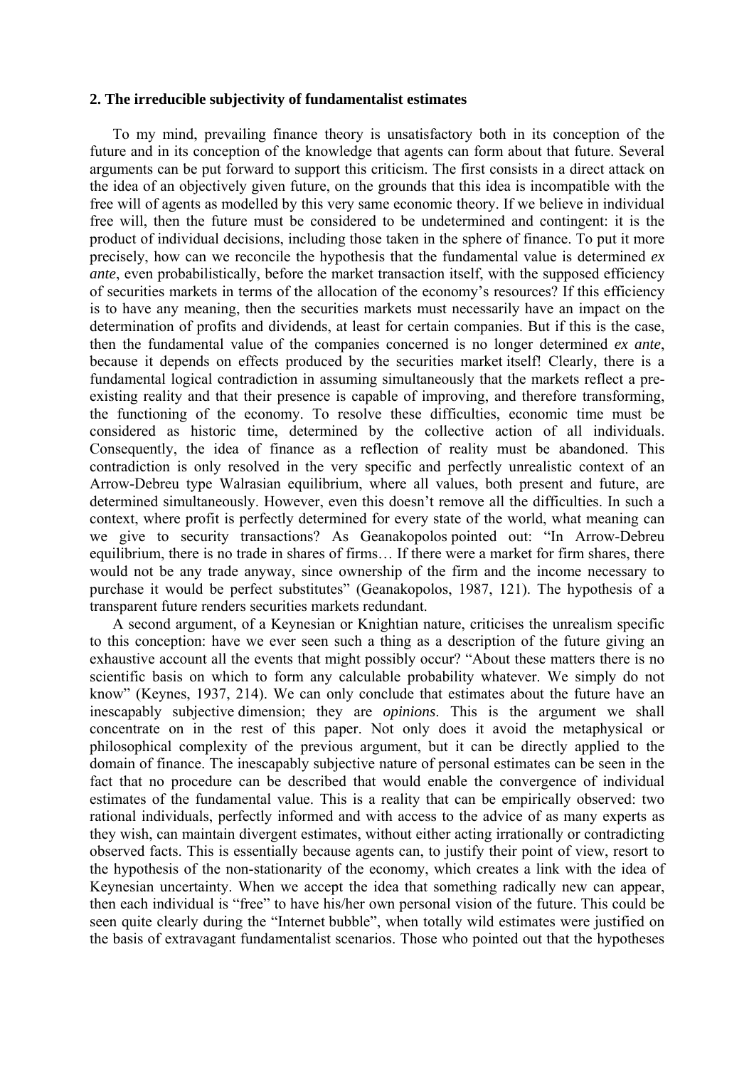## 2. The irreducible subjectivity of fundamentalist estimates

To my mind, prevailing finance theory is unsatisfactory both in its conception of the future and in its conception of the knowledge that agents can form about that future. Several arguments can be put forward to support this criticism. The first consists in a direct attack on the idea of an objectively given future, on the grounds that this idea is incompatible with the free will of agents as modelled by this very same economic theory. If we believe in individual free will, then the future must be considered to be undetermined and contingent: it is the product of individual decisions, including those taken in the sphere of finance. To put it more precisely, how can we reconcile the hypothesis that the fundamental value is determined *ex ante*, even probabilistically, before the market transaction itself, with the supposed efficiency of securities markets in terms of the allocation of the economy's resources? If this efficiency is to have any meaning, then the securities markets must necessarily have an impact on the determination of profits and dividends, at least for certain companies. But if this is the case, then the fundamental value of the companies concerned is no longer determined *ex ante*, because it depends on effects produced by the securities market itself! Clearly, there is a fundamental logical contradiction in assuming simultaneously that the markets reflect a pre-existing reality and that their presence is capable of improving, and therefore transforming, the functioning of the economy. To resolve these difficulties, economic time must be considered as historic time, determined by the collective action of all individuals. Consequently, the idea of finance as a reflection of reality must be abandoned. This contradiction is only resolved in the very specific and perfectly unrealistic context of an Arrow-Debreu type Walrasian equilibrium, where all values, both present and future, are determined simultaneously. However, even this doesn't remove all the difficulties. In such a context, where profit is perfectly determined for every state of the world, what meaning can we give to security transactions? As Geanakopolos pointed out: "In Arrow-Debreu equilibrium, there is no trade in shares of firms… If there were a market for firm shares, there would not be any trade anyway, since ownership of the firm and the income necessary to purchase it would be perfect substitutes" (Geanakopolos, 1987, 121). The hypothesis of a transparent future renders securities markets redundant.

A second argument, of a Keynesian or Knightian nature, criticises the unrealism specific to this conception: have we ever seen such a thing as a description of the future giving an exhaustive account all the events that might possibly occur? "About these matters there is no scientific basis on which to form any calculable probability whatever. We simply do not know" (Keynes, 1937, 214). We can only conclude that estimates about the future have an inescapably subjective dimension; they are *opinions*. This is the argument we shall concentrate on in the rest of this paper. Not only does it avoid the metaphysical or philosophical complexity of the previous argument, but it can be directly applied to the domain of finance. The inescapably subjective nature of personal estimates can be seen in the fact that no procedure can be described that would enable the convergence of individual estimates of the fundamental value. This is a reality that can be empirically observed: two rational individuals, perfectly informed and with access to the advice of as many experts as they wish, can maintain divergent estimates, without either acting irrationally or contradicting observed facts. This is essentially because agents can, to justify their point of view, resort to the hypothesis of the non-stationarity of the economy, which creates a link with the idea of Keynesian uncertainty. When we accept the idea that something radically new can appear, then each individual is "free" to have his/her own personal vision of the future. This could be seen quite clearly during the "Internet bubble", when totally wild estimates were justified on the basis of extravagant fundamentalist scenarios. Those who pointed out that the hypotheses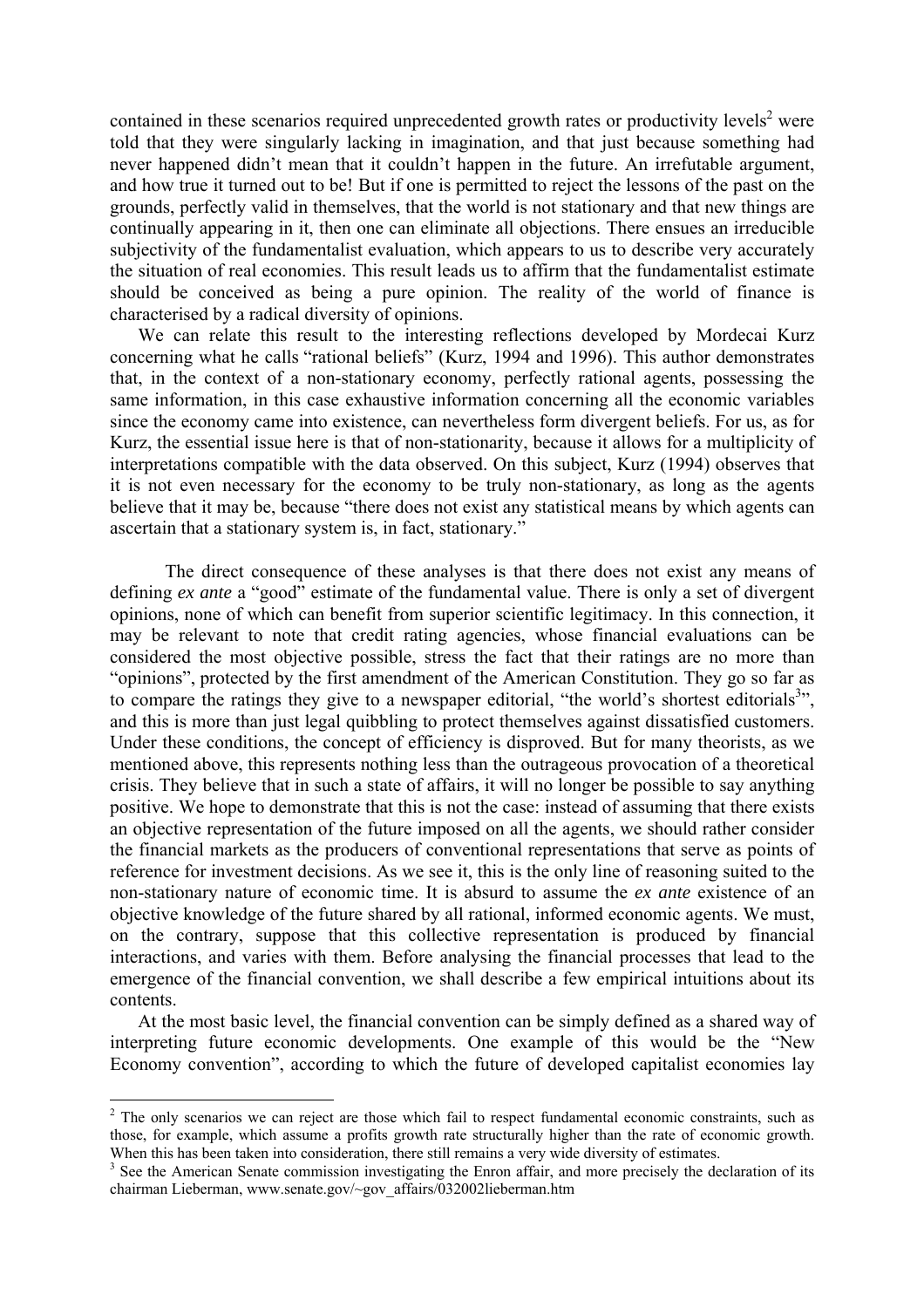contained in these scenarios required unprecedented growth rates or productivity levels[2] were told that they were singularly lacking in imagination, and that just because something had never happened didn't mean that it couldn't happen in the future. An irrefutable argument, and how true it turned out to be! But if one is permitted to reject the lessons of the past on the grounds, perfectly valid in themselves, that the world is not stationary and that new things are continually appearing in it, then one can eliminate all objections. There ensues an irreducible subjectivity of the fundamentalist evaluation, which appears to us to describe very accurately the situation of real economies. This result leads us to affirm that the fundamentalist estimate should be conceived as being a pure opinion. The reality of the world of finance is characterised by a radical diversity of opinions.

We can relate this result to the interesting reflections developed by Mordecai Kurz concerning what he calls "rational beliefs" (Kurz, 1994 and 1996). This author demonstrates that, in the context of a non-stationary economy, perfectly rational agents, possessing the same information, in this case exhaustive information concerning all the economic variables since the economy came into existence, can nevertheless form divergent beliefs. For us, as for Kurz, the essential issue here is that of non-stationarity, because it allows for a multiplicity of interpretations compatible with the data observed. On this subject, Kurz (1994) observes that it is not even necessary for the economy to be truly non-stationary, as long as the agents believe that it may be, because "there does not exist any statistical means by which agents can ascertain that a stationary system is, in fact, stationary."

The direct consequence of these analyses is that there does not exist any means of defining *ex ante* a "good" estimate of the fundamental value. There is only a set of divergent opinions, none of which can benefit from superior scientific legitimacy. In this connection, it may be relevant to note that credit rating agencies, whose financial evaluations can be considered the most objective possible, stress the fact that their ratings are no more than "opinions", protected by the first amendment of the American Constitution. They go so far as to compare the ratings they give to a newspaper editorial, "the world's shortest editorials[3]", and this is more than just legal quibbling to protect themselves against dissatisfied customers. Under these conditions, the concept of efficiency is disproved. But for many theorists, as we mentioned above, this represents nothing less than the outrageous provocation of a theoretical crisis. They believe that in such a state of affairs, it will no longer be possible to say anything positive. We hope to demonstrate that this is not the case: instead of assuming that there exists an objective representation of the future imposed on all the agents, we should rather consider the financial markets as the producers of conventional representations that serve as points of reference for investment decisions. As we see it, this is the only line of reasoning suited to the non-stationary nature of economic time. It is absurd to assume the *ex ante* existence of an objective knowledge of the future shared by all rational, informed economic agents. We must, on the contrary, suppose that this collective representation is produced by financial interactions, and varies with them. Before analysing the financial processes that lead to the emergence of the financial convention, we shall describe a few empirical intuitions about its contents.

At the most basic level, the financial convention can be simply defined as a shared way of interpreting future economic developments. One example of this would be the "New Economy convention", according to which the future of developed capitalist economies lay

---

[2] The only scenarios we can reject are those which fail to respect fundamental economic constraints, such as those, for example, which assume a profits growth rate structurally higher than the rate of economic growth. When this has been taken into consideration, there still remains a very wide diversity of estimates.

[3] See the American Senate commission investigating the Enron affair, and more precisely the declaration of its chairman Lieberman, www.senate.gov/~gov_affairs/032002lieberman.htm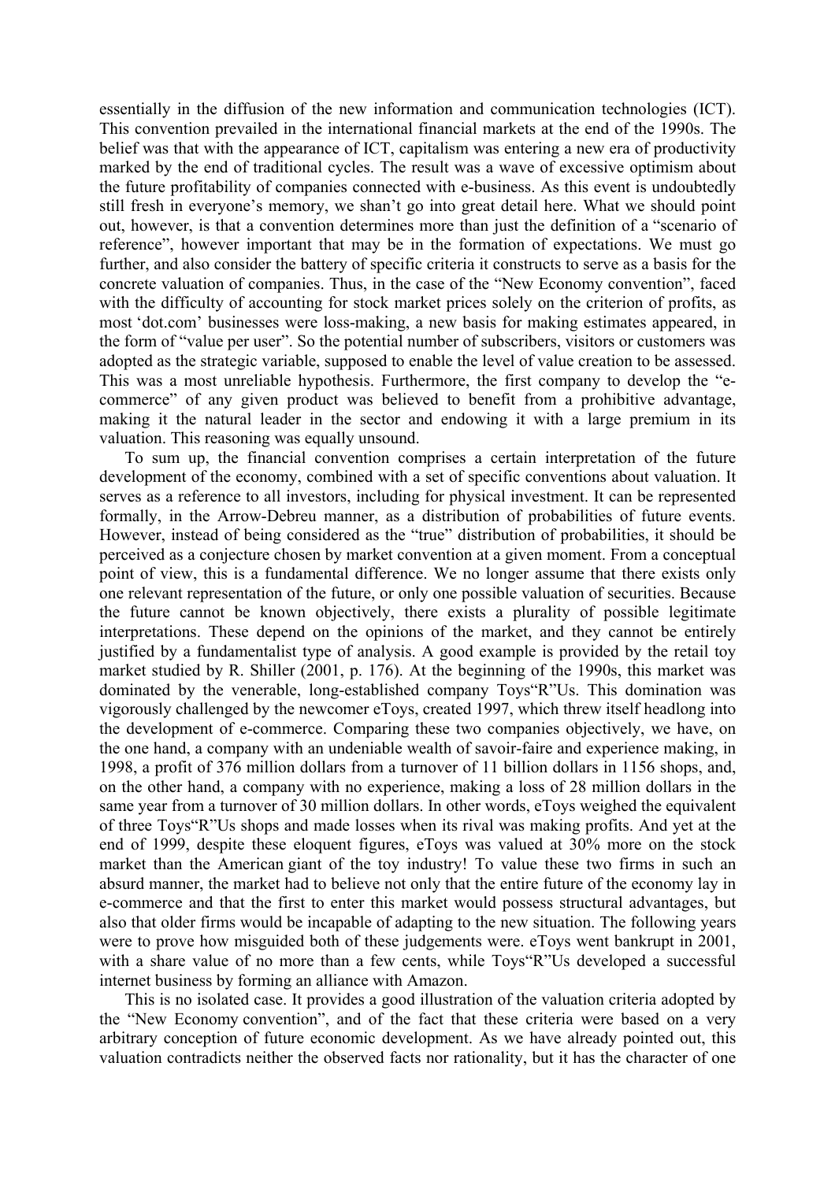essentially in the diffusion of the new information and communication technologies (ICT). This convention prevailed in the international financial markets at the end of the 1990s. The belief was that with the appearance of ICT, capitalism was entering a new era of productivity marked by the end of traditional cycles. The result was a wave of excessive optimism about the future profitability of companies connected with e-business. As this event is undoubtedly still fresh in everyone's memory, we shan't go into great detail here. What we should point out, however, is that a convention determines more than just the definition of a "scenario of reference", however important that may be in the formation of expectations. We must go further, and also consider the battery of specific criteria it constructs to serve as a basis for the concrete valuation of companies. Thus, in the case of the "New Economy convention", faced with the difficulty of accounting for stock market prices solely on the criterion of profits, as most 'dot.com' businesses were loss-making, a new basis for making estimates appeared, in the form of "value per user". So the potential number of subscribers, visitors or customers was adopted as the strategic variable, supposed to enable the level of value creation to be assessed. This was a most unreliable hypothesis. Furthermore, the first company to develop the "e-commerce" of any given product was believed to benefit from a prohibitive advantage, making it the natural leader in the sector and endowing it with a large premium in its valuation. This reasoning was equally unsound.

To sum up, the financial convention comprises a certain interpretation of the future development of the economy, combined with a set of specific conventions about valuation. It serves as a reference to all investors, including for physical investment. It can be represented formally, in the Arrow-Debreu manner, as a distribution of probabilities of future events. However, instead of being considered as the "true" distribution of probabilities, it should be perceived as a conjecture chosen by market convention at a given moment. From a conceptual point of view, this is a fundamental difference. We no longer assume that there exists only one relevant representation of the future, or only one possible valuation of securities. Because the future cannot be known objectively, there exists a plurality of possible legitimate interpretations. These depend on the opinions of the market, and they cannot be entirely justified by a fundamentalist type of analysis. A good example is provided by the retail toy market studied by R. Shiller (2001, p. 176). At the beginning of the 1990s, this market was dominated by the venerable, long-established company Toys"R"Us. This domination was vigorously challenged by the newcomer eToys, created 1997, which threw itself headlong into the development of e-commerce. Comparing these two companies objectively, we have, on the one hand, a company with an undeniable wealth of savoir-faire and experience making, in 1998, a profit of 376 million dollars from a turnover of 11 billion dollars in 1156 shops, and, on the other hand, a company with no experience, making a loss of 28 million dollars in the same year from a turnover of 30 million dollars. In other words, eToys weighed the equivalent of three Toys"R"Us shops and made losses when its rival was making profits. And yet at the end of 1999, despite these eloquent figures, eToys was valued at 30% more on the stock market than the American giant of the toy industry! To value these two firms in such an absurd manner, the market had to believe not only that the entire future of the economy lay in e-commerce and that the first to enter this market would possess structural advantages, but also that older firms would be incapable of adapting to the new situation. The following years were to prove how misguided both of these judgements were. eToys went bankrupt in 2001, with a share value of no more than a few cents, while Toys"R"Us developed a successful internet business by forming an alliance with Amazon.

This is no isolated case. It provides a good illustration of the valuation criteria adopted by the "New Economy convention", and of the fact that these criteria were based on a very arbitrary conception of future economic development. As we have already pointed out, this valuation contradicts neither the observed facts nor rationality, but it has the character of one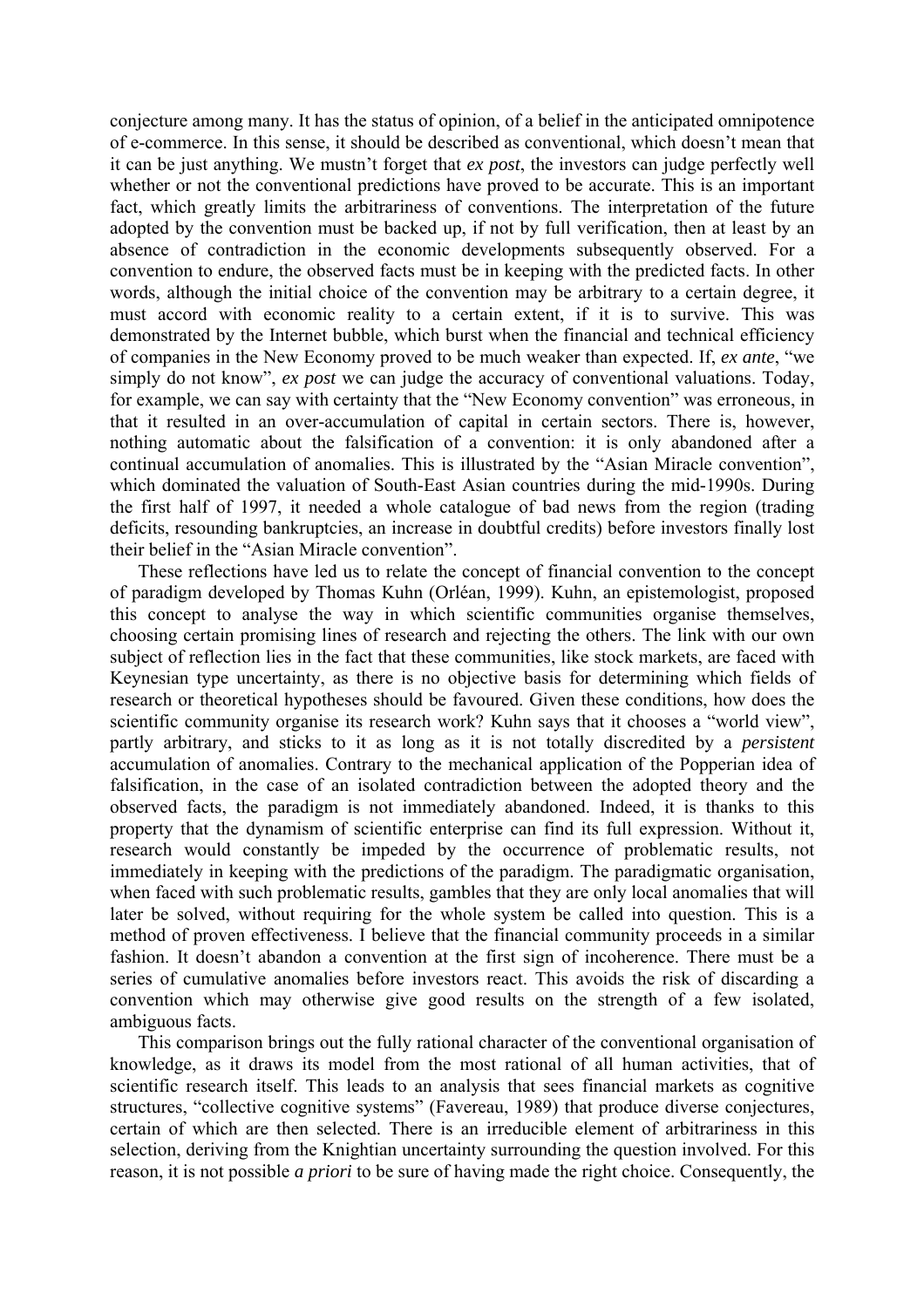conjecture among many. It has the status of opinion, of a belief in the anticipated omnipotence of e-commerce. In this sense, it should be described as conventional, which doesn't mean that it can be just anything. We mustn't forget that *ex post*, the investors can judge perfectly well whether or not the conventional predictions have proved to be accurate. This is an important fact, which greatly limits the arbitrariness of conventions. The interpretation of the future adopted by the convention must be backed up, if not by full verification, then at least by an absence of contradiction in the economic developments subsequently observed. For a convention to endure, the observed facts must be in keeping with the predicted facts. In other words, although the initial choice of the convention may be arbitrary to a certain degree, it must accord with economic reality to a certain extent, if it is to survive. This was demonstrated by the Internet bubble, which burst when the financial and technical efficiency of companies in the New Economy proved to be much weaker than expected. If, *ex ante*, "we simply do not know", *ex post* we can judge the accuracy of conventional valuations. Today, for example, we can say with certainty that the "New Economy convention" was erroneous, in that it resulted in an over-accumulation of capital in certain sectors. There is, however, nothing automatic about the falsification of a convention: it is only abandoned after a continual accumulation of anomalies. This is illustrated by the "Asian Miracle convention", which dominated the valuation of South-East Asian countries during the mid-1990s. During the first half of 1997, it needed a whole catalogue of bad news from the region (trading deficits, resounding bankruptcies, an increase in doubtful credits) before investors finally lost their belief in the "Asian Miracle convention".

These reflections have led us to relate the concept of financial convention to the concept of paradigm developed by Thomas Kuhn (Orléan, 1999). Kuhn, an epistemologist, proposed this concept to analyse the way in which scientific communities organise themselves, choosing certain promising lines of research and rejecting the others. The link with our own subject of reflection lies in the fact that these communities, like stock markets, are faced with Keynesian type uncertainty, as there is no objective basis for determining which fields of research or theoretical hypotheses should be favoured. Given these conditions, how does the scientific community organise its research work? Kuhn says that it chooses a "world view", partly arbitrary, and sticks to it as long as it is not totally discredited by a *persistent* accumulation of anomalies. Contrary to the mechanical application of the Popperian idea of falsification, in the case of an isolated contradiction between the adopted theory and the observed facts, the paradigm is not immediately abandoned. Indeed, it is thanks to this property that the dynamism of scientific enterprise can find its full expression. Without it, research would constantly be impeded by the occurrence of problematic results, not immediately in keeping with the predictions of the paradigm. The paradigmatic organisation, when faced with such problematic results, gambles that they are only local anomalies that will later be solved, without requiring for the whole system be called into question. This is a method of proven effectiveness. I believe that the financial community proceeds in a similar fashion. It doesn't abandon a convention at the first sign of incoherence. There must be a series of cumulative anomalies before investors react. This avoids the risk of discarding a convention which may otherwise give good results on the strength of a few isolated, ambiguous facts.

This comparison brings out the fully rational character of the conventional organisation of knowledge, as it draws its model from the most rational of all human activities, that of scientific research itself. This leads to an analysis that sees financial markets as cognitive structures, "collective cognitive systems" (Favereau, 1989) that produce diverse conjectures, certain of which are then selected. There is an irreducible element of arbitrariness in this selection, deriving from the Knightian uncertainty surrounding the question involved. For this reason, it is not possible *a priori* to be sure of having made the right choice. Consequently, the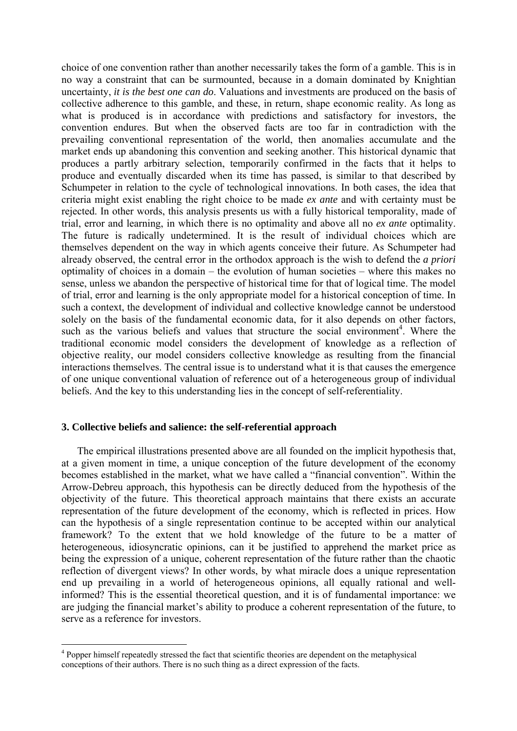choice of one convention rather than another necessarily takes the form of a gamble. This is in no way a constraint that can be surmounted, because in a domain dominated by Knightian uncertainty, *it is the best one can do*. Valuations and investments are produced on the basis of collective adherence to this gamble, and these, in return, shape economic reality. As long as what is produced is in accordance with predictions and satisfactory for investors, the convention endures. But when the observed facts are too far in contradiction with the prevailing conventional representation of the world, then anomalies accumulate and the market ends up abandoning this convention and seeking another. This historical dynamic that produces a partly arbitrary selection, temporarily confirmed in the facts that it helps to produce and eventually discarded when its time has passed, is similar to that described by Schumpeter in relation to the cycle of technological innovations. In both cases, the idea that criteria might exist enabling the right choice to be made *ex ante* and with certainty must be rejected. In other words, this analysis presents us with a fully historical temporality, made of trial, error and learning, in which there is no optimality and above all no *ex ante* optimality. The future is radically undetermined. It is the result of individual choices which are themselves dependent on the way in which agents conceive their future. As Schumpeter had already observed, the central error in the orthodox approach is the wish to defend the *a priori* optimality of choices in a domain – the evolution of human societies – where this makes no sense, unless we abandon the perspective of historical time for that of logical time. The model of trial, error and learning is the only appropriate model for a historical conception of time. In such a context, the development of individual and collective knowledge cannot be understood solely on the basis of the fundamental economic data, for it also depends on other factors, such as the various beliefs and values that structure the social environment[4]. Where the traditional economic model considers the development of knowledge as a reflection of objective reality, our model considers collective knowledge as resulting from the financial interactions themselves. The central issue is to understand what it is that causes the emergence of one unique conventional valuation of reference out of a heterogeneous group of individual beliefs. And the key to this understanding lies in the concept of self-referentiality.

### 3. Collective beliefs and salience: the self-referential approach

The empirical illustrations presented above are all founded on the implicit hypothesis that, at a given moment in time, a unique conception of the future development of the economy becomes established in the market, what we have called a "financial convention". Within the Arrow-Debreu approach, this hypothesis can be directly deduced from the hypothesis of the objectivity of the future. This theoretical approach maintains that there exists an accurate representation of the future development of the economy, which is reflected in prices. How can the hypothesis of a single representation continue to be accepted within our analytical framework? To the extent that we hold knowledge of the future to be a matter of heterogeneous, idiosyncratic opinions, can it be justified to apprehend the market price as being the expression of a unique, coherent representation of the future rather than the chaotic reflection of divergent views? In other words, by what miracle does a unique representation end up prevailing in a world of heterogeneous opinions, all equally rational and well-informed? This is the essential theoretical question, and it is of fundamental importance: we are judging the financial market's ability to produce a coherent representation of the future, to serve as a reference for investors.

[4] Popper himself repeatedly stressed the fact that scientific theories are dependent on the metaphysical conceptions of their authors. There is no such thing as a direct expression of the facts.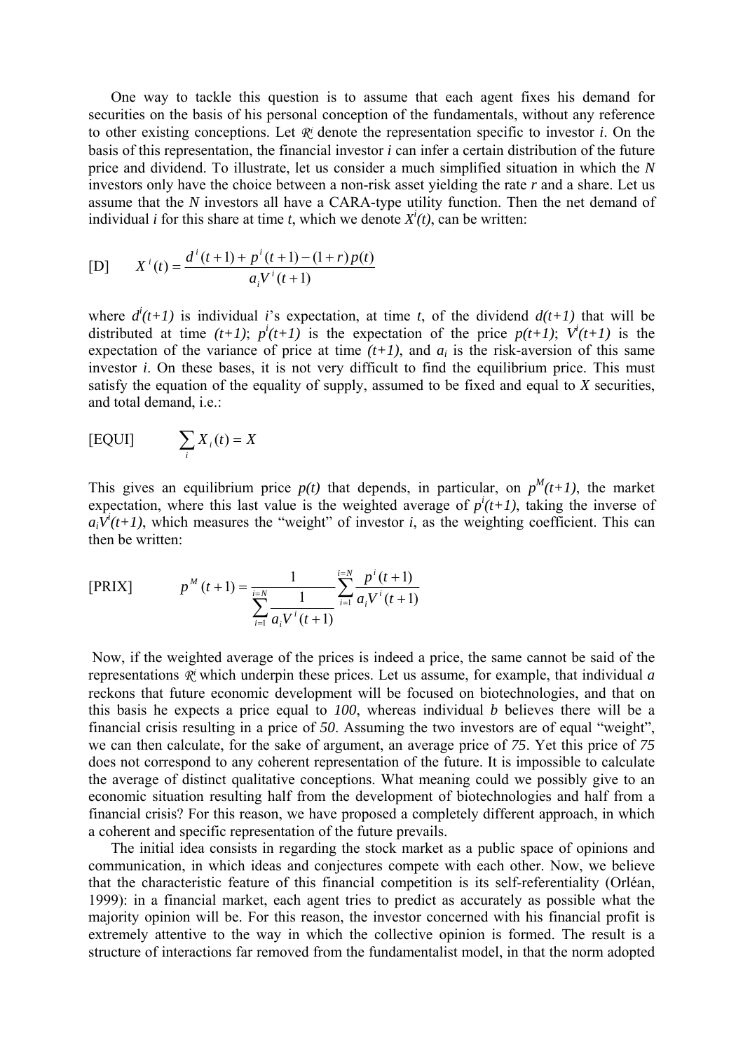One way to tackle this question is to assume that each agent fixes his demand for securities on the basis of his personal conception of the fundamentals, without any reference to other existing conceptions. Let $\mathcal{R}_i$ denote the representation specific to investor *i*. On the basis of this representation, the financial investor *i* can infer a certain distribution of the future price and dividend. To illustrate, let us consider a much simplified situation in which the *N* investors only have the choice between a non-risk asset yielding the rate *r* and a share. Let us assume that the *N* investors all have a CARA-type utility function. Then the net demand of individual *i* for this share at time *t*, which we denote $X^i(t)$, can be written:

$$\text{[D]} \qquad X^i(t) = \frac{d^i(t+1) + p^i(t+1) - (1+r)p(t)}{a_i V^i(t+1)}$$

where $d^i(t+1)$ is individual *i*'s expectation, at time *t*, of the dividend $d(t+1)$ that will be distributed at time $(t+1)$; $p^i(t+1)$ is the expectation of the price $p(t+1)$; $V^i(t+1)$ is the expectation of the variance of price at time $(t+1)$, and $a_i$ is the risk-aversion of this same investor *i*. On these bases, it is not very difficult to find the equilibrium price. This must satisfy the equation of the equality of supply, assumed to be fixed and equal to *X* securities, and total demand, i.e.:

$$\text{[EQUI]} \qquad \sum_i X_i(t) = X$$

This gives an equilibrium price $p(t)$ that depends, in particular, on $p^M(t+1)$, the market expectation, where this last value is the weighted average of $p^i(t+1)$, taking the inverse of $a_i V^i(t+1)$, which measures the "weight" of investor *i*, as the weighting coefficient. This can then be written:

$$\text{[PRIX]} \qquad p^M(t+1) = \frac{1}{\sum_{i=1}^{i=N} \frac{1}{a_i V^i(t+1)}} \sum_{i=1}^{i=N} \frac{p^i(t+1)}{a_i V^i(t+1)}$$

Now, if the weighted average of the prices is indeed a price, the same cannot be said of the representations $\mathcal{R}_i$ which underpin these prices. Let us assume, for example, that individual *a* reckons that future economic development will be focused on biotechnologies, and that on this basis he expects a price equal to *100*, whereas individual *b* believes there will be a financial crisis resulting in a price of *50*. Assuming the two investors are of equal "weight", we can then calculate, for the sake of argument, an average price of *75*. Yet this price of *75* does not correspond to any coherent representation of the future. It is impossible to calculate the average of distinct qualitative conceptions. What meaning could we possibly give to an economic situation resulting half from the development of biotechnologies and half from a financial crisis? For this reason, we have proposed a completely different approach, in which a coherent and specific representation of the future prevails.

The initial idea consists in regarding the stock market as a public space of opinions and communication, in which ideas and conjectures compete with each other. Now, we believe that the characteristic feature of this financial competition is its self-referentiality (Orléan, 1999): in a financial market, each agent tries to predict as accurately as possible what the majority opinion will be. For this reason, the investor concerned with his financial profit is extremely attentive to the way in which the collective opinion is formed. The result is a structure of interactions far removed from the fundamentalist model, in that the norm adopted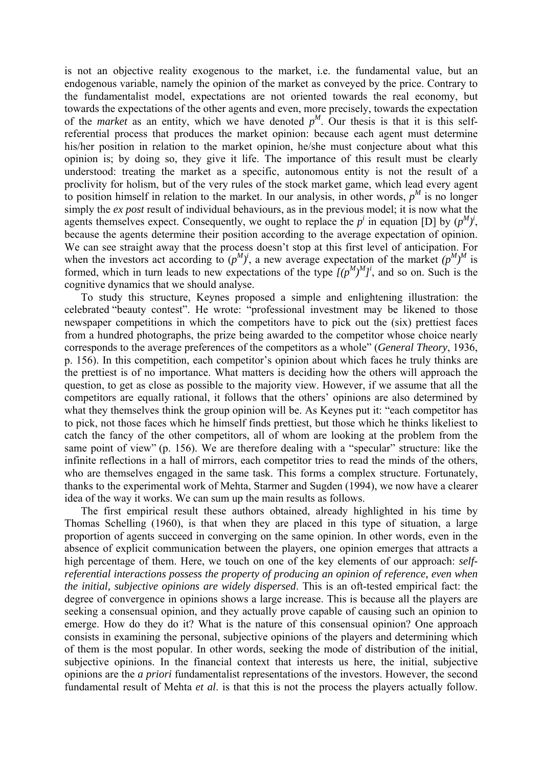is not an objective reality exogenous to the market, i.e. the fundamental value, but an endogenous variable, namely the opinion of the market as conveyed by the price. Contrary to the fundamentalist model, expectations are not oriented towards the real economy, but towards the expectations of the other agents and even, more precisely, towards the expectation of the *market* as an entity, which we have denoted $p^M$. Our thesis is that it is this self-referential process that produces the market opinion: because each agent must determine his/her position in relation to the market opinion, he/she must conjecture about what this opinion is; by doing so, they give it life. The importance of this result must be clearly understood: treating the market as a specific, autonomous entity is not the result of a proclivity for holism, but of the very rules of the stock market game, which lead every agent to position himself in relation to the market. In our analysis, in other words, $p^M$ is no longer simply the *ex post* result of individual behaviours, as in the previous model; it is now what the agents themselves expect. Consequently, we ought to replace the $p^i$ in equation [D] by $(p^M)^i$, because the agents determine their position according to the average expectation of opinion. We can see straight away that the process doesn't stop at this first level of anticipation. For when the investors act according to $(p^M)^i$, a new average expectation of the market $(p^M)^M$ is formed, which in turn leads to new expectations of the type $[(p^M)^M]^i$, and so on. Such is the cognitive dynamics that we should analyse.

To study this structure, Keynes proposed a simple and enlightening illustration: the celebrated "beauty contest". He wrote: "professional investment may be likened to those newspaper competitions in which the competitors have to pick out the (six) prettiest faces from a hundred photographs, the prize being awarded to the competitor whose choice nearly corresponds to the average preferences of the competitors as a whole" (*General Theory*, 1936, p. 156). In this competition, each competitor's opinion about which faces he truly thinks are the prettiest is of no importance. What matters is deciding how the others will approach the question, to get as close as possible to the majority view. However, if we assume that all the competitors are equally rational, it follows that the others' opinions are also determined by what they themselves think the group opinion will be. As Keynes put it: "each competitor has to pick, not those faces which he himself finds prettiest, but those which he thinks likeliest to catch the fancy of the other competitors, all of whom are looking at the problem from the same point of view" (p. 156). We are therefore dealing with a "specular" structure: like the infinite reflections in a hall of mirrors, each competitor tries to read the minds of the others, who are themselves engaged in the same task. This forms a complex structure. Fortunately, thanks to the experimental work of Mehta, Starmer and Sugden (1994), we now have a clearer idea of the way it works. We can sum up the main results as follows.

The first empirical result these authors obtained, already highlighted in his time by Thomas Schelling (1960), is that when they are placed in this type of situation, a large proportion of agents succeed in converging on the same opinion. In other words, even in the absence of explicit communication between the players, one opinion emerges that attracts a high percentage of them. Here, we touch on one of the key elements of our approach: *self-referential interactions possess the property of producing an opinion of reference, even when the initial, subjective opinions are widely dispersed*. This is an oft-tested empirical fact: the degree of convergence in opinions shows a large increase. This is because all the players are seeking a consensual opinion, and they actually prove capable of causing such an opinion to emerge. How do they do it? What is the nature of this consensual opinion? One approach consists in examining the personal, subjective opinions of the players and determining which of them is the most popular. In other words, seeking the mode of distribution of the initial, subjective opinions. In the financial context that interests us here, the initial, subjective opinions are the *a priori* fundamentalist representations of the investors. However, the second fundamental result of Mehta *et al*. is that this is not the process the players actually follow.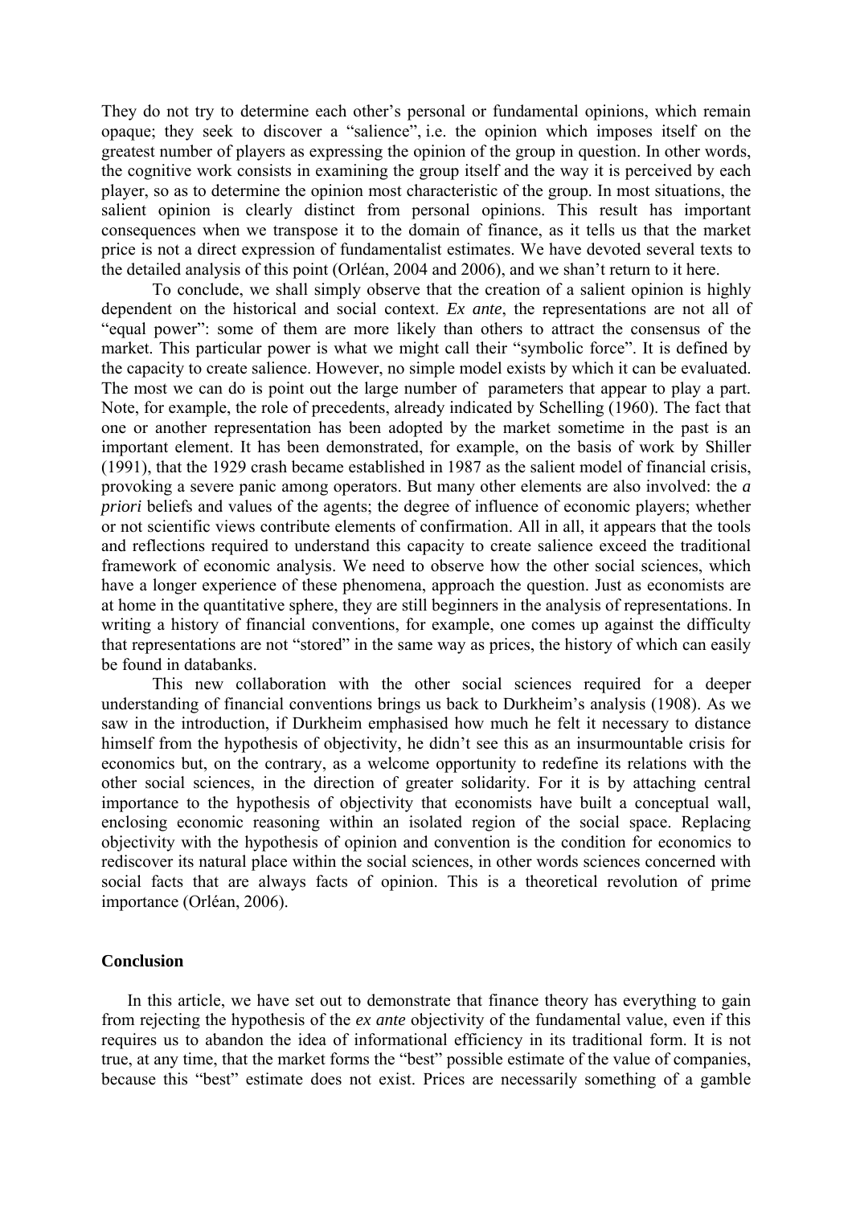They do not try to determine each other's personal or fundamental opinions, which remain opaque; they seek to discover a "salience", i.e. the opinion which imposes itself on the greatest number of players as expressing the opinion of the group in question. In other words, the cognitive work consists in examining the group itself and the way it is perceived by each player, so as to determine the opinion most characteristic of the group. In most situations, the salient opinion is clearly distinct from personal opinions. This result has important consequences when we transpose it to the domain of finance, as it tells us that the market price is not a direct expression of fundamentalist estimates. We have devoted several texts to the detailed analysis of this point (Orléan, 2004 and 2006), and we shan't return to it here.

To conclude, we shall simply observe that the creation of a salient opinion is highly dependent on the historical and social context. *Ex ante*, the representations are not all of "equal power": some of them are more likely than others to attract the consensus of the market. This particular power is what we might call their "symbolic force". It is defined by the capacity to create salience. However, no simple model exists by which it can be evaluated. The most we can do is point out the large number of parameters that appear to play a part. Note, for example, the role of precedents, already indicated by Schelling (1960). The fact that one or another representation has been adopted by the market sometime in the past is an important element. It has been demonstrated, for example, on the basis of work by Shiller (1991), that the 1929 crash became established in 1987 as the salient model of financial crisis, provoking a severe panic among operators. But many other elements are also involved: the *a priori* beliefs and values of the agents; the degree of influence of economic players; whether or not scientific views contribute elements of confirmation. All in all, it appears that the tools and reflections required to understand this capacity to create salience exceed the traditional framework of economic analysis. We need to observe how the other social sciences, which have a longer experience of these phenomena, approach the question. Just as economists are at home in the quantitative sphere, they are still beginners in the analysis of representations. In writing a history of financial conventions, for example, one comes up against the difficulty that representations are not "stored" in the same way as prices, the history of which can easily be found in databanks.

This new collaboration with the other social sciences required for a deeper understanding of financial conventions brings us back to Durkheim's analysis (1908). As we saw in the introduction, if Durkheim emphasised how much he felt it necessary to distance himself from the hypothesis of objectivity, he didn't see this as an insurmountable crisis for economics but, on the contrary, as a welcome opportunity to redefine its relations with the other social sciences, in the direction of greater solidarity. For it is by attaching central importance to the hypothesis of objectivity that economists have built a conceptual wall, enclosing economic reasoning within an isolated region of the social space. Replacing objectivity with the hypothesis of opinion and convention is the condition for economics to rediscover its natural place within the social sciences, in other words sciences concerned with social facts that are always facts of opinion. This is a theoretical revolution of prime importance (Orléan, 2006).

## Conclusion

In this article, we have set out to demonstrate that finance theory has everything to gain from rejecting the hypothesis of the *ex ante* objectivity of the fundamental value, even if this requires us to abandon the idea of informational efficiency in its traditional form. It is not true, at any time, that the market forms the "best" possible estimate of the value of companies, because this "best" estimate does not exist. Prices are necessarily something of a gamble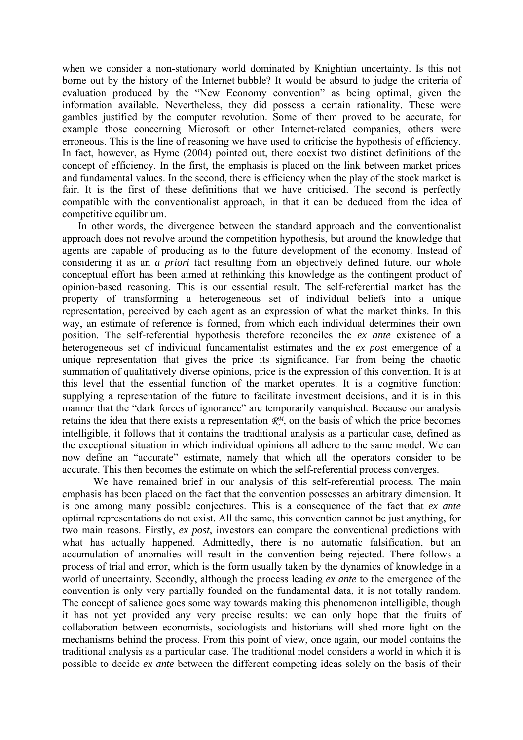when we consider a non-stationary world dominated by Knightian uncertainty. Is this not borne out by the history of the Internet bubble? It would be absurd to judge the criteria of evaluation produced by the "New Economy convention" as being optimal, given the information available. Nevertheless, they did possess a certain rationality. These were gambles justified by the computer revolution. Some of them proved to be accurate, for example those concerning Microsoft or other Internet-related companies, others were erroneous. This is the line of reasoning we have used to criticise the hypothesis of efficiency. In fact, however, as Hyme (2004) pointed out, there coexist two distinct definitions of the concept of efficiency. In the first, the emphasis is placed on the link between market prices and fundamental values. In the second, there is efficiency when the play of the stock market is fair. It is the first of these definitions that we have criticised. The second is perfectly compatible with the conventionalist approach, in that it can be deduced from the idea of competitive equilibrium.

In other words, the divergence between the standard approach and the conventionalist approach does not revolve around the competition hypothesis, but around the knowledge that agents are capable of producing as to the future development of the economy. Instead of considering it as an *a priori* fact resulting from an objectively defined future, our whole conceptual effort has been aimed at rethinking this knowledge as the contingent product of opinion-based reasoning. This is our essential result. The self-referential market has the property of transforming a heterogeneous set of individual beliefs into a unique representation, perceived by each agent as an expression of what the market thinks. In this way, an estimate of reference is formed, from which each individual determines their own position. The self-referential hypothesis therefore reconciles the *ex ante* existence of a heterogeneous set of individual fundamentalist estimates and the *ex post* emergence of a unique representation that gives the price its significance. Far from being the chaotic summation of qualitatively diverse opinions, price is the expression of this convention. It is at this level that the essential function of the market operates. It is a cognitive function: supplying a representation of the future to facilitate investment decisions, and it is in this manner that the "dark forces of ignorance" are temporarily vanquished. Because our analysis retains the idea that there exists a representation $\mathcal{R}^M$, on the basis of which the price becomes intelligible, it follows that it contains the traditional analysis as a particular case, defined as the exceptional situation in which individual opinions all adhere to the same model. We can now define an "accurate" estimate, namely that which all the operators consider to be accurate. This then becomes the estimate on which the self-referential process converges.

We have remained brief in our analysis of this self-referential process. The main emphasis has been placed on the fact that the convention possesses an arbitrary dimension. It is one among many possible conjectures. This is a consequence of the fact that *ex ante* optimal representations do not exist. All the same, this convention cannot be just anything, for two main reasons. Firstly, *ex post*, investors can compare the conventional predictions with what has actually happened. Admittedly, there is no automatic falsification, but an accumulation of anomalies will result in the convention being rejected. There follows a process of trial and error, which is the form usually taken by the dynamics of knowledge in a world of uncertainty. Secondly, although the process leading *ex ante* to the emergence of the convention is only very partially founded on the fundamental data, it is not totally random. The concept of salience goes some way towards making this phenomenon intelligible, though it has not yet provided any very precise results: we can only hope that the fruits of collaboration between economists, sociologists and historians will shed more light on the mechanisms behind the process. From this point of view, once again, our model contains the traditional analysis as a particular case. The traditional model considers a world in which it is possible to decide *ex ante* between the different competing ideas solely on the basis of their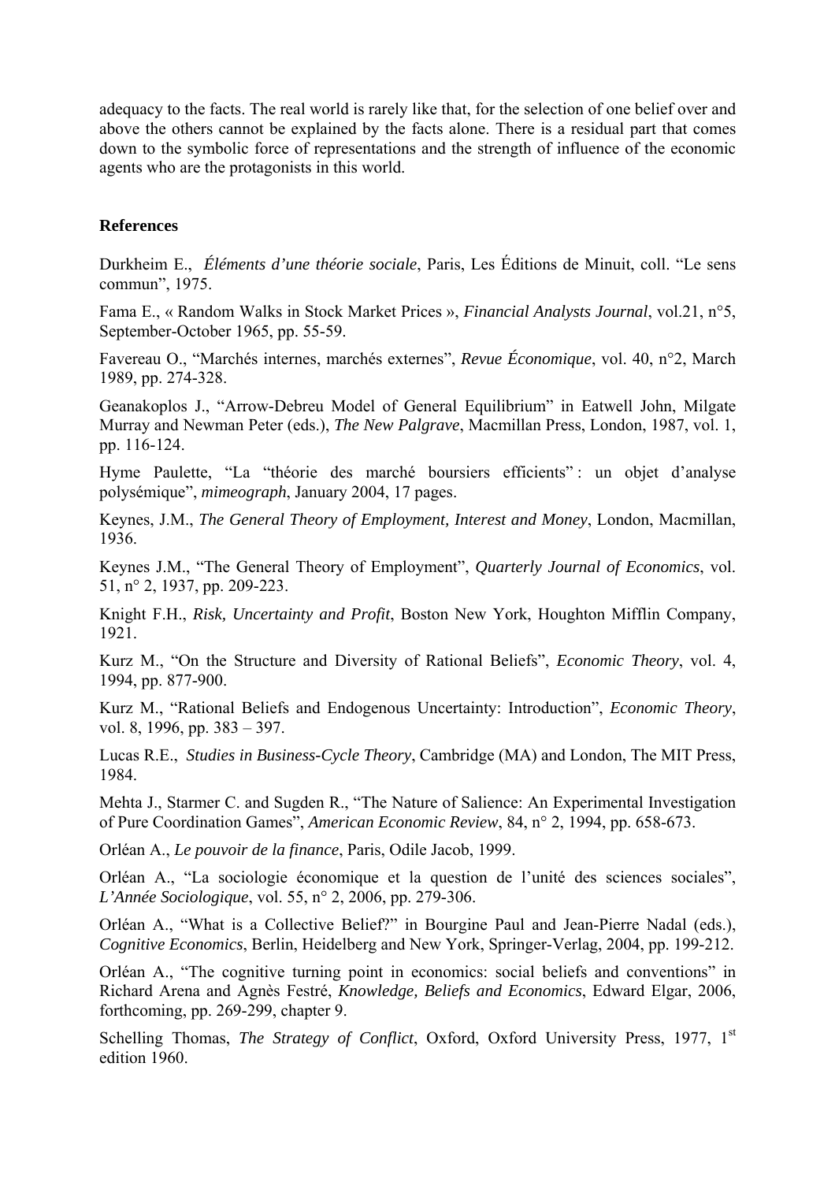adequacy to the facts. The real world is rarely like that, for the selection of one belief over and above the others cannot be explained by the facts alone. There is a residual part that comes down to the symbolic force of representations and the strength of influence of the economic agents who are the protagonists in this world.

**References**

Durkheim E., *Éléments d'une théorie sociale*, Paris, Les Éditions de Minuit, coll. "Le sens commun", 1975.

Fama E., « Random Walks in Stock Market Prices », *Financial Analysts Journal*, vol.21, n°5, September-October 1965, pp. 55-59.

Favereau O., "Marchés internes, marchés externes", *Revue Économique*, vol. 40, n°2, March 1989, pp. 274-328.

Geanakoplos J., "Arrow-Debreu Model of General Equilibrium" in Eatwell John, Milgate Murray and Newman Peter (eds.), *The New Palgrave*, Macmillan Press, London, 1987, vol. 1, pp. 116-124.

Hyme Paulette, "La "théorie des marché boursiers efficients" : un objet d'analyse polysémique", *mimeograph*, January 2004, 17 pages.

Keynes, J.M., *The General Theory of Employment, Interest and Money*, London, Macmillan, 1936.

Keynes J.M., "The General Theory of Employment", *Quarterly Journal of Economics*, vol. 51, n° 2, 1937, pp. 209-223.

Knight F.H., *Risk, Uncertainty and Profit*, Boston New York, Houghton Mifflin Company, 1921.

Kurz M., "On the Structure and Diversity of Rational Beliefs", *Economic Theory*, vol. 4, 1994, pp. 877-900.

Kurz M., "Rational Beliefs and Endogenous Uncertainty: Introduction", *Economic Theory*, vol. 8, 1996, pp. 383 – 397.

Lucas R.E., *Studies in Business-Cycle Theory*, Cambridge (MA) and London, The MIT Press, 1984.

Mehta J., Starmer C. and Sugden R., "The Nature of Salience: An Experimental Investigation of Pure Coordination Games", *American Economic Review*, 84, n° 2, 1994, pp. 658-673.

Orléan A., *Le pouvoir de la finance*, Paris, Odile Jacob, 1999.

Orléan A., "La sociologie économique et la question de l'unité des sciences sociales", *L'Année Sociologique*, vol. 55, n° 2, 2006, pp. 279-306.

Orléan A., "What is a Collective Belief?" in Bourgine Paul and Jean-Pierre Nadal (eds.), *Cognitive Economics*, Berlin, Heidelberg and New York, Springer-Verlag, 2004, pp. 199-212.

Orléan A., "The cognitive turning point in economics: social beliefs and conventions" in Richard Arena and Agnès Festré, *Knowledge, Beliefs and Economics*, Edward Elgar, 2006, forthcoming, pp. 269-299, chapter 9.

Schelling Thomas, *The Strategy of Conflict*, Oxford, Oxford University Press, 1977, 1st edition 1960.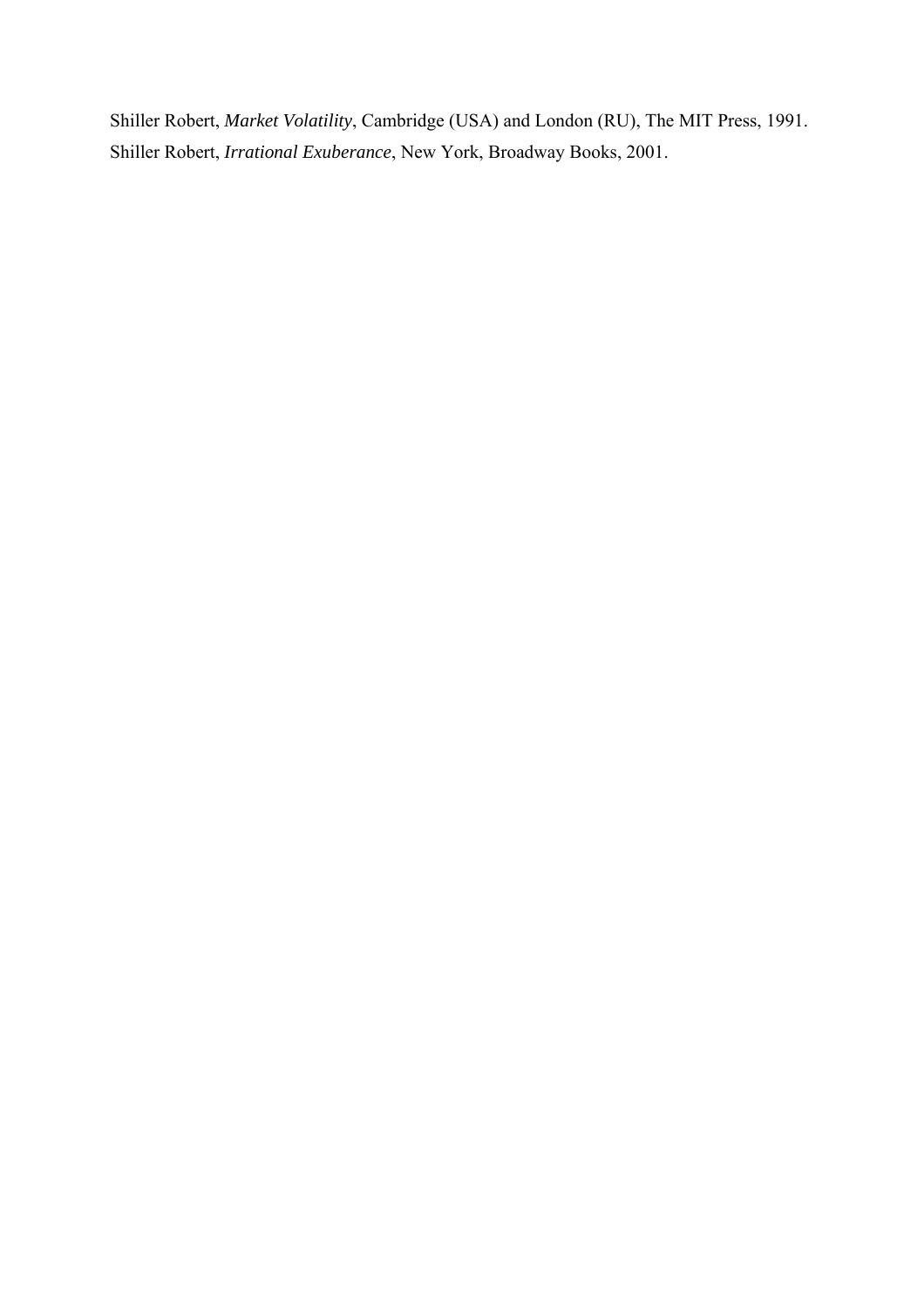Shiller Robert, *Market Volatility*, Cambridge (USA) and London (RU), The MIT Press, 1991.

Shiller Robert, *Irrational Exuberance*, New York, Broadway Books, 2001.